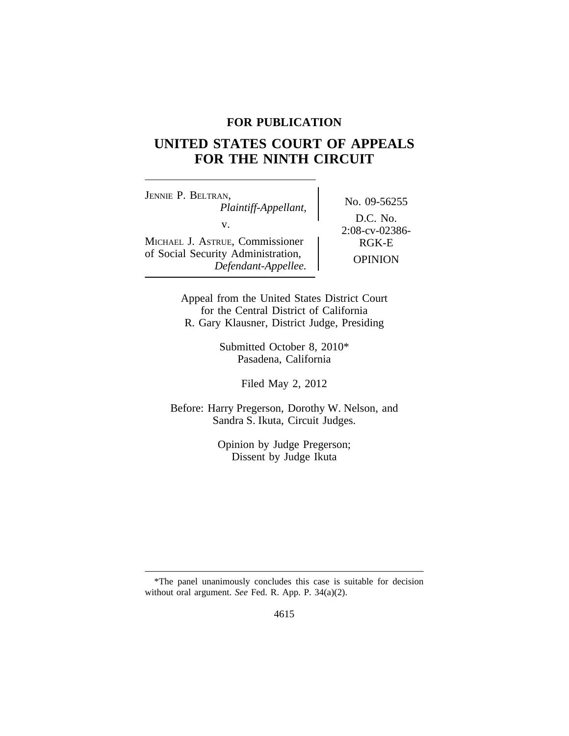**FOR PUBLICATION**

# UNITED STATES COURT OF APPEALS FOR THE NINTH CIRCUIT

| | |
|---|---|
| JENNIE P. BELTRAN, *Plaintiff-Appellant,* v. MICHAEL J. ASTRUE, Commissioner of Social Security Administration, *Defendant-Appellee.* | No. 09-56255 D.C. No. 2:08-cv-02386-RGK-E OPINION |

Appeal from the United States District Court
for the Central District of California
R. Gary Klausner, District Judge, Presiding

Submitted October 8, 2010*
Pasadena, California

Filed May 2, 2012

Before: Harry Pregerson, Dorothy W. Nelson, and
Sandra S. Ikuta, Circuit Judges.

Opinion by Judge Pregerson;
Dissent by Judge Ikuta

---

*The panel unanimously concludes this case is suitable for decision without oral argument. *See* Fed. R. App. P. 34(a)(2).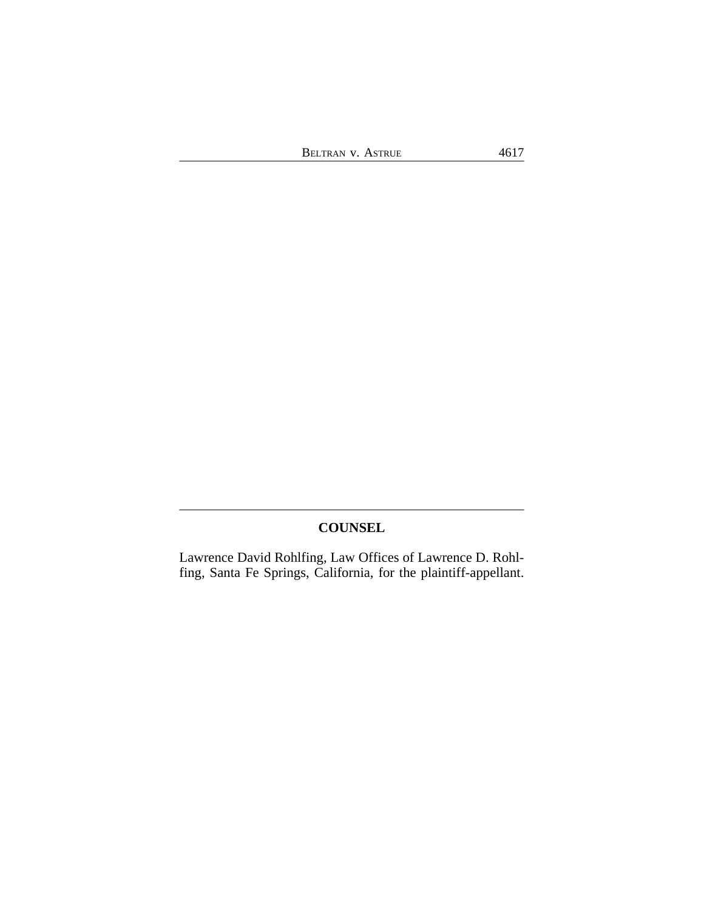## COUNSEL

Lawrence David Rohlfing, Law Offices of Lawrence D. Rohlfing, Santa Fe Springs, California, for the plaintiff-appellant.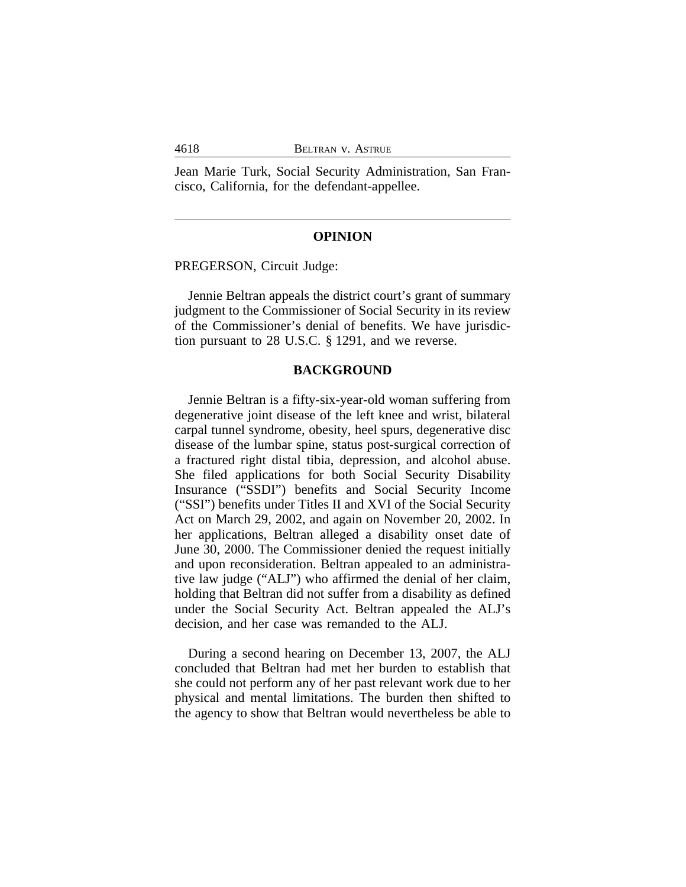Jean Marie Turk, Social Security Administration, San Francisco, California, for the defendant-appellee.

---

## OPINION

PREGERSON, Circuit Judge:

Jennie Beltran appeals the district court's grant of summary judgment to the Commissioner of Social Security in its review of the Commissioner's denial of benefits. We have jurisdiction pursuant to 28 U.S.C. § 1291, and we reverse.

## BACKGROUND

Jennie Beltran is a fifty-six-year-old woman suffering from degenerative joint disease of the left knee and wrist, bilateral carpal tunnel syndrome, obesity, heel spurs, degenerative disc disease of the lumbar spine, status post-surgical correction of a fractured right distal tibia, depression, and alcohol abuse. She filed applications for both Social Security Disability Insurance ("SSDI") benefits and Social Security Income ("SSI") benefits under Titles II and XVI of the Social Security Act on March 29, 2002, and again on November 20, 2002. In her applications, Beltran alleged a disability onset date of June 30, 2000. The Commissioner denied the request initially and upon reconsideration. Beltran appealed to an administrative law judge ("ALJ") who affirmed the denial of her claim, holding that Beltran did not suffer from a disability as defined under the Social Security Act. Beltran appealed the ALJ's decision, and her case was remanded to the ALJ.

During a second hearing on December 13, 2007, the ALJ concluded that Beltran had met her burden to establish that she could not perform any of her past relevant work due to her physical and mental limitations. The burden then shifted to the agency to show that Beltran would nevertheless be able to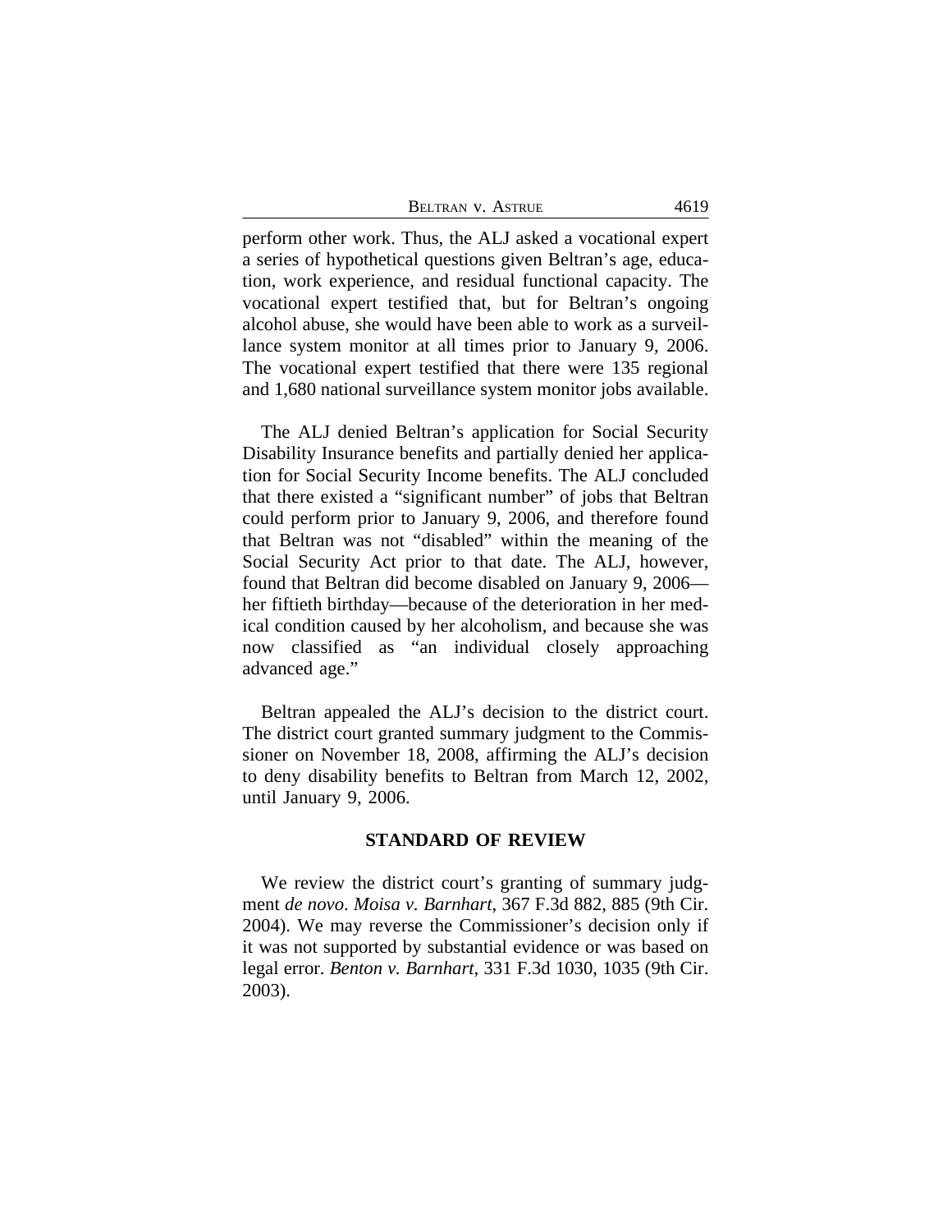perform other work. Thus, the ALJ asked a vocational expert a series of hypothetical questions given Beltran's age, education, work experience, and residual functional capacity. The vocational expert testified that, but for Beltran's ongoing alcohol abuse, she would have been able to work as a surveillance system monitor at all times prior to January 9, 2006. The vocational expert testified that there were 135 regional and 1,680 national surveillance system monitor jobs available.

The ALJ denied Beltran's application for Social Security Disability Insurance benefits and partially denied her application for Social Security Income benefits. The ALJ concluded that there existed a "significant number" of jobs that Beltran could perform prior to January 9, 2006, and therefore found that Beltran was not "disabled" within the meaning of the Social Security Act prior to that date. The ALJ, however, found that Beltran did become disabled on January 9, 2006— her fiftieth birthday—because of the deterioration in her medical condition caused by her alcoholism, and because she was now classified as "an individual closely approaching advanced age."

Beltran appealed the ALJ's decision to the district court. The district court granted summary judgment to the Commissioner on November 18, 2008, affirming the ALJ's decision to deny disability benefits to Beltran from March 12, 2002, until January 9, 2006.

## STANDARD OF REVIEW

We review the district court's granting of summary judgment *de novo*. *Moisa v. Barnhart*, 367 F.3d 882, 885 (9th Cir. 2004). We may reverse the Commissioner's decision only if it was not supported by substantial evidence or was based on legal error. *Benton v. Barnhart*, 331 F.3d 1030, 1035 (9th Cir. 2003).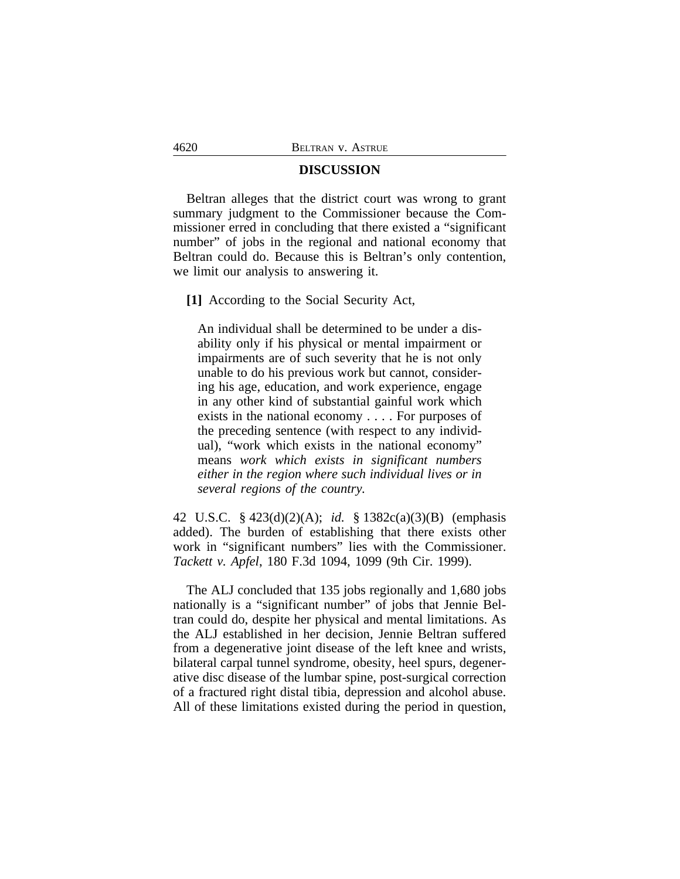## DISCUSSION

Beltran alleges that the district court was wrong to grant summary judgment to the Commissioner because the Commissioner erred in concluding that there existed a "significant number" of jobs in the regional and national economy that Beltran could do. Because this is Beltran's only contention, we limit our analysis to answering it.

**[1]** According to the Social Security Act,

> An individual shall be determined to be under a disability only if his physical or mental impairment or impairments are of such severity that he is not only unable to do his previous work but cannot, considering his age, education, and work experience, engage in any other kind of substantial gainful work which exists in the national economy . . . . For purposes of the preceding sentence (with respect to any individual), "work which exists in the national economy" means *work which exists in significant numbers either in the region where such individual lives or in several regions of the country.*

42 U.S.C. § 423(d)(2)(A); *id.* § 1382c(a)(3)(B) (emphasis added). The burden of establishing that there exists other work in "significant numbers" lies with the Commissioner. *Tackett v. Apfel*, 180 F.3d 1094, 1099 (9th Cir. 1999).

The ALJ concluded that 135 jobs regionally and 1,680 jobs nationally is a "significant number" of jobs that Jennie Beltran could do, despite her physical and mental limitations. As the ALJ established in her decision, Jennie Beltran suffered from a degenerative joint disease of the left knee and wrists, bilateral carpal tunnel syndrome, obesity, heel spurs, degenerative disc disease of the lumbar spine, post-surgical correction of a fractured right distal tibia, depression and alcohol abuse. All of these limitations existed during the period in question,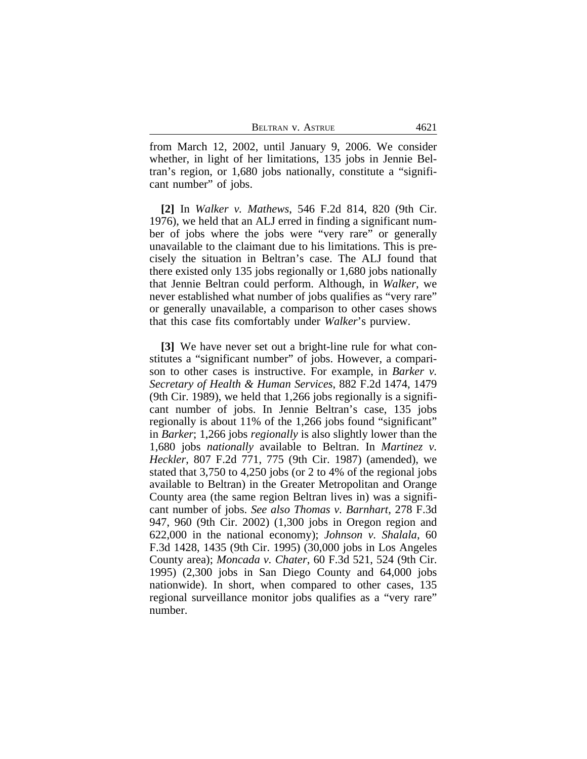from March 12, 2002, until January 9, 2006. We consider whether, in light of her limitations, 135 jobs in Jennie Beltran's region, or 1,680 jobs nationally, constitute a "significant number" of jobs.

**[2]** In *Walker v. Mathews*, 546 F.2d 814, 820 (9th Cir. 1976), we held that an ALJ erred in finding a significant number of jobs where the jobs were "very rare" or generally unavailable to the claimant due to his limitations. This is precisely the situation in Beltran's case. The ALJ found that there existed only 135 jobs regionally or 1,680 jobs nationally that Jennie Beltran could perform. Although, in *Walker*, we never established what number of jobs qualifies as "very rare" or generally unavailable, a comparison to other cases shows that this case fits comfortably under *Walker*'s purview.

**[3]** We have never set out a bright-line rule for what constitutes a "significant number" of jobs. However, a comparison to other cases is instructive. For example, in *Barker v. Secretary of Health & Human Services*, 882 F.2d 1474, 1479 (9th Cir. 1989), we held that 1,266 jobs regionally is a significant number of jobs. In Jennie Beltran's case, 135 jobs regionally is about 11% of the 1,266 jobs found "significant" in *Barker*; 1,266 jobs *regionally* is also slightly lower than the 1,680 jobs *nationally* available to Beltran. In *Martinez v. Heckler*, 807 F.2d 771, 775 (9th Cir. 1987) (amended), we stated that 3,750 to 4,250 jobs (or 2 to 4% of the regional jobs available to Beltran) in the Greater Metropolitan and Orange County area (the same region Beltran lives in) was a significant number of jobs. *See also Thomas v. Barnhart*, 278 F.3d 947, 960 (9th Cir. 2002) (1,300 jobs in Oregon region and 622,000 in the national economy); *Johnson v. Shalala*, 60 F.3d 1428, 1435 (9th Cir. 1995) (30,000 jobs in Los Angeles County area); *Moncada v. Chater*, 60 F.3d 521, 524 (9th Cir. 1995) (2,300 jobs in San Diego County and 64,000 jobs nationwide). In short, when compared to other cases, 135 regional surveillance monitor jobs qualifies as a "very rare" number.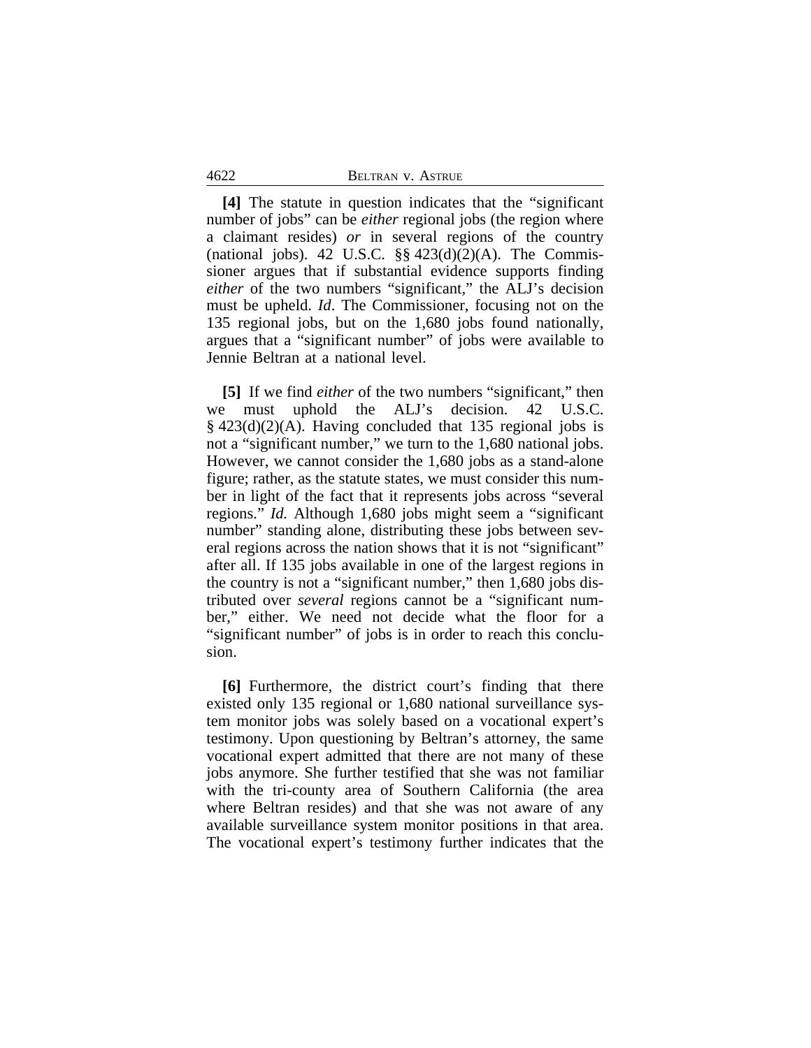**[4]** The statute in question indicates that the "significant number of jobs" can be *either* regional jobs (the region where a claimant resides) *or* in several regions of the country (national jobs). 42 U.S.C. §§ 423(d)(2)(A). The Commissioner argues that if substantial evidence supports finding *either* of the two numbers "significant," the ALJ's decision must be upheld. *Id*. The Commissioner, focusing not on the 135 regional jobs, but on the 1,680 jobs found nationally, argues that a "significant number" of jobs were available to Jennie Beltran at a national level.

**[5]** If we find *either* of the two numbers "significant," then we must uphold the ALJ's decision. 42 U.S.C. § 423(d)(2)(A). Having concluded that 135 regional jobs is not a "significant number," we turn to the 1,680 national jobs. However, we cannot consider the 1,680 jobs as a stand-alone figure; rather, as the statute states, we must consider this number in light of the fact that it represents jobs across "several regions." *Id.* Although 1,680 jobs might seem a "significant number" standing alone, distributing these jobs between several regions across the nation shows that it is not "significant" after all. If 135 jobs available in one of the largest regions in the country is not a "significant number," then 1,680 jobs distributed over *several* regions cannot be a "significant number," either. We need not decide what the floor for a "significant number" of jobs is in order to reach this conclusion.

**[6]** Furthermore, the district court's finding that there existed only 135 regional or 1,680 national surveillance system monitor jobs was solely based on a vocational expert's testimony. Upon questioning by Beltran's attorney, the same vocational expert admitted that there are not many of these jobs anymore. She further testified that she was not familiar with the tri-county area of Southern California (the area where Beltran resides) and that she was not aware of any available surveillance system monitor positions in that area. The vocational expert's testimony further indicates that the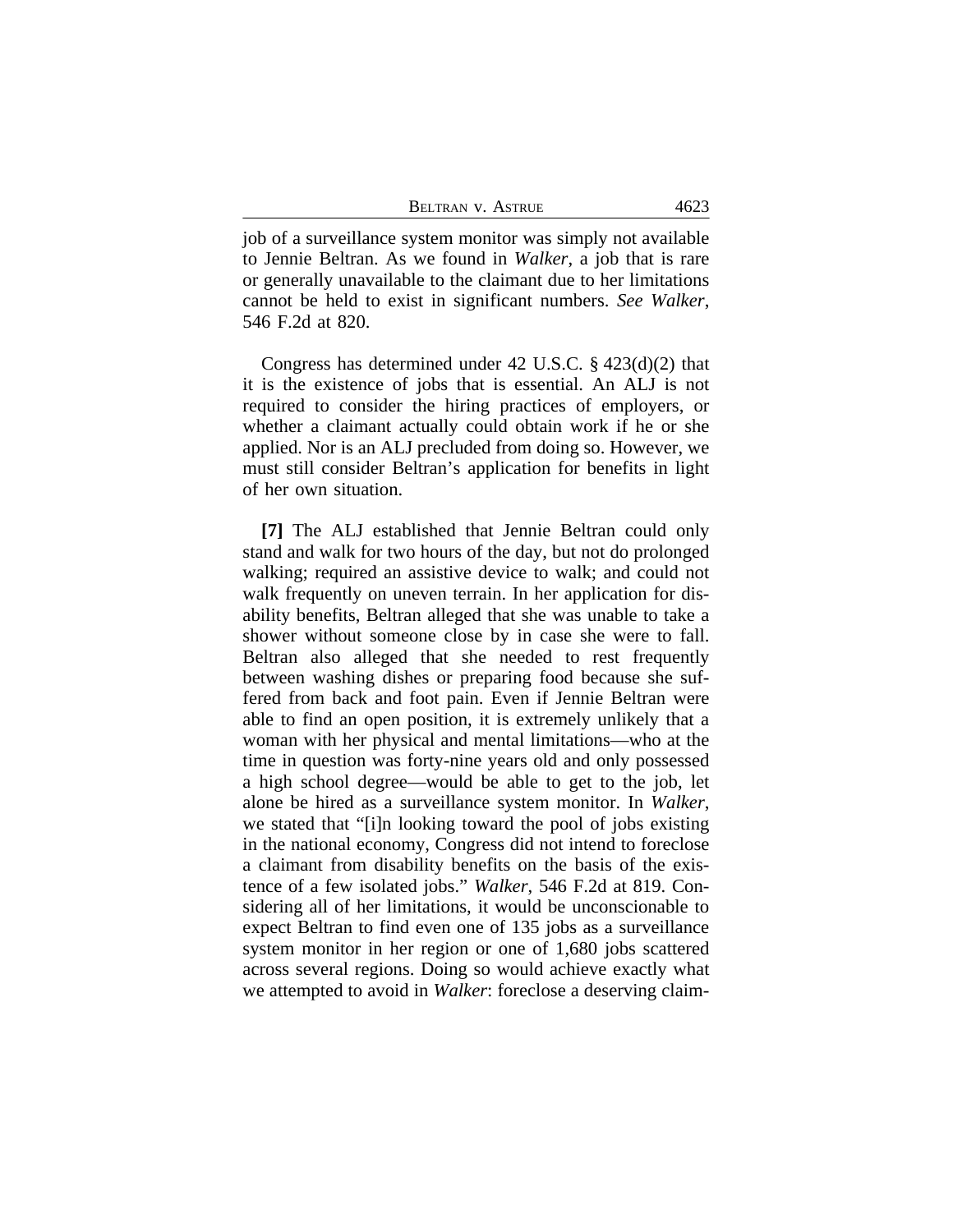job of a surveillance system monitor was simply not available to Jennie Beltran. As we found in *Walker*, a job that is rare or generally unavailable to the claimant due to her limitations cannot be held to exist in significant numbers. *See Walker*, 546 F.2d at 820.

Congress has determined under 42 U.S.C. § 423(d)(2) that it is the existence of jobs that is essential. An ALJ is not required to consider the hiring practices of employers, or whether a claimant actually could obtain work if he or she applied. Nor is an ALJ precluded from doing so. However, we must still consider Beltran's application for benefits in light of her own situation.

**[7]** The ALJ established that Jennie Beltran could only stand and walk for two hours of the day, but not do prolonged walking; required an assistive device to walk; and could not walk frequently on uneven terrain. In her application for disability benefits, Beltran alleged that she was unable to take a shower without someone close by in case she were to fall. Beltran also alleged that she needed to rest frequently between washing dishes or preparing food because she suffered from back and foot pain. Even if Jennie Beltran were able to find an open position, it is extremely unlikely that a woman with her physical and mental limitations—who at the time in question was forty-nine years old and only possessed a high school degree—would be able to get to the job, let alone be hired as a surveillance system monitor. In *Walker*, we stated that "[i]n looking toward the pool of jobs existing in the national economy, Congress did not intend to foreclose a claimant from disability benefits on the basis of the existence of a few isolated jobs." *Walker*, 546 F.2d at 819. Considering all of her limitations, it would be unconscionable to expect Beltran to find even one of 135 jobs as a surveillance system monitor in her region or one of 1,680 jobs scattered across several regions. Doing so would achieve exactly what we attempted to avoid in *Walker*: foreclose a deserving claim-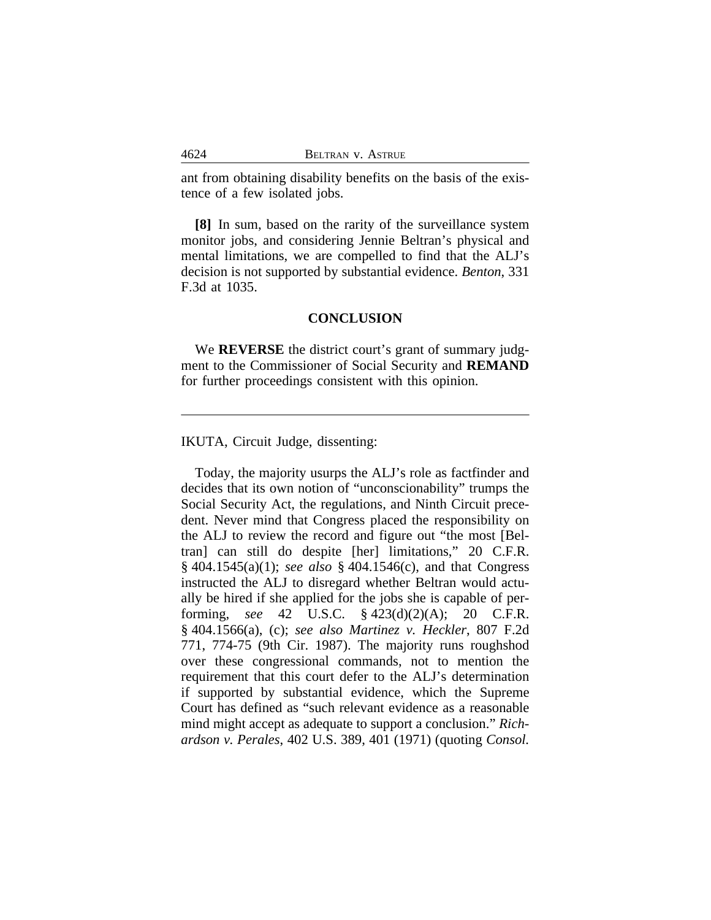ant from obtaining disability benefits on the basis of the existence of a few isolated jobs.

**[8]** In sum, based on the rarity of the surveillance system monitor jobs, and considering Jennie Beltran's physical and mental limitations, we are compelled to find that the ALJ's decision is not supported by substantial evidence. *Benton*, 331 F.3d at 1035.

## CONCLUSION

We **REVERSE** the district court's grant of summary judgment to the Commissioner of Social Security and **REMAND** for further proceedings consistent with this opinion.

---

IKUTA, Circuit Judge, dissenting:

Today, the majority usurps the ALJ's role as factfinder and decides that its own notion of "unconscionability" trumps the Social Security Act, the regulations, and Ninth Circuit precedent. Never mind that Congress placed the responsibility on the ALJ to review the record and figure out "the most [Beltran] can still do despite [her] limitations," 20 C.F.R. § 404.1545(a)(1); *see also* § 404.1546(c), and that Congress instructed the ALJ to disregard whether Beltran would actually be hired if she applied for the jobs she is capable of performing, *see* 42 U.S.C. § 423(d)(2)(A); 20 C.F.R. § 404.1566(a), (c); *see also Martinez v. Heckler*, 807 F.2d 771, 774-75 (9th Cir. 1987). The majority runs roughshod over these congressional commands, not to mention the requirement that this court defer to the ALJ's determination if supported by substantial evidence, which the Supreme Court has defined as "such relevant evidence as a reasonable mind might accept as adequate to support a conclusion." *Richardson v. Perales*, 402 U.S. 389, 401 (1971) (quoting *Consol.*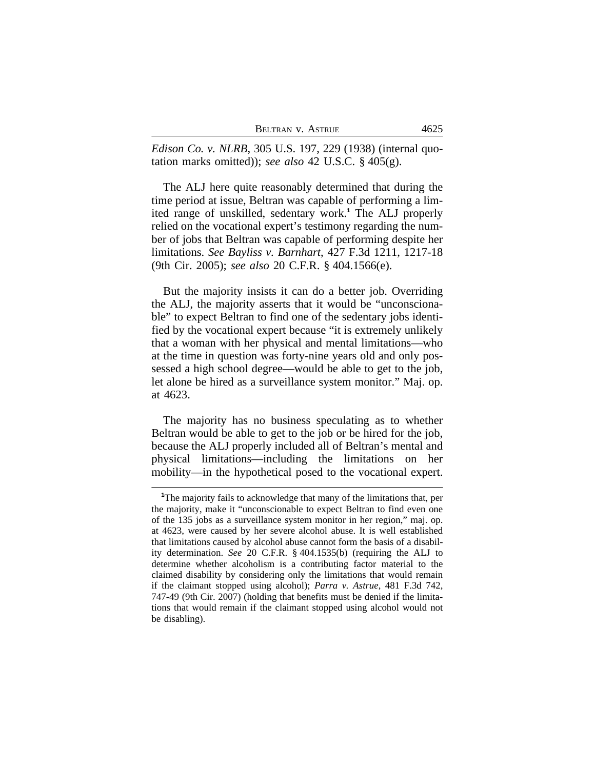*Edison Co. v. NLRB*, 305 U.S. 197, 229 (1938) (internal quotation marks omitted)); *see also* 42 U.S.C. § 405(g).

The ALJ here quite reasonably determined that during the time period at issue, Beltran was capable of performing a limited range of unskilled, sedentary work.[1] The ALJ properly relied on the vocational expert's testimony regarding the number of jobs that Beltran was capable of performing despite her limitations. *See Bayliss v. Barnhart*, 427 F.3d 1211, 1217-18 (9th Cir. 2005); *see also* 20 C.F.R. § 404.1566(e).

But the majority insists it can do a better job. Overriding the ALJ, the majority asserts that it would be "unconscionable" to expect Beltran to find one of the sedentary jobs identified by the vocational expert because "it is extremely unlikely that a woman with her physical and mental limitations—who at the time in question was forty-nine years old and only possessed a high school degree—would be able to get to the job, let alone be hired as a surveillance system monitor." Maj. op. at 4623.

The majority has no business speculating as to whether Beltran would be able to get to the job or be hired for the job, because the ALJ properly included all of Beltran's mental and physical limitations—including the limitations on her mobility—in the hypothetical posed to the vocational expert.

---

[1]The majority fails to acknowledge that many of the limitations that, per the majority, make it "unconscionable to expect Beltran to find even one of the 135 jobs as a surveillance system monitor in her region," maj. op. at 4623, were caused by her severe alcohol abuse. It is well established that limitations caused by alcohol abuse cannot form the basis of a disability determination. *See* 20 C.F.R. § 404.1535(b) (requiring the ALJ to determine whether alcoholism is a contributing factor material to the claimed disability by considering only the limitations that would remain if the claimant stopped using alcohol); *Parra v. Astrue*, 481 F.3d 742, 747-49 (9th Cir. 2007) (holding that benefits must be denied if the limitations that would remain if the claimant stopped using alcohol would not be disabling).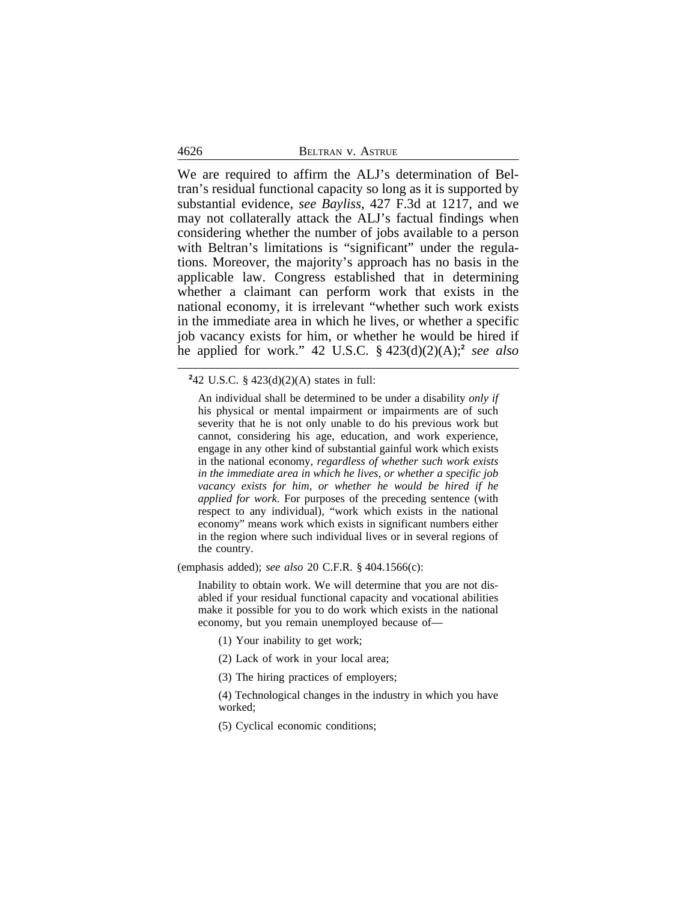We are required to affirm the ALJ's determination of Beltran's residual functional capacity so long as it is supported by substantial evidence, *see Bayliss*, 427 F.3d at 1217, and we may not collaterally attack the ALJ's factual findings when considering whether the number of jobs available to a person with Beltran's limitations is "significant" under the regulations. Moreover, the majority's approach has no basis in the applicable law. Congress established that in determining whether a claimant can perform work that exists in the national economy, it is irrelevant "whether such work exists in the immediate area in which he lives, or whether a specific job vacancy exists for him, or whether he would be hired if he applied for work." 42 U.S.C. § 423(d)(2)(A);[2] *see also*

---

[2]42 U.S.C. § 423(d)(2)(A) states in full:

> An individual shall be determined to be under a disability *only if* his physical or mental impairment or impairments are of such severity that he is not only unable to do his previous work but cannot, considering his age, education, and work experience, engage in any other kind of substantial gainful work which exists in the national economy, *regardless of whether such work exists in the immediate area in which he lives, or whether a specific job vacancy exists for him, or whether he would be hired if he applied for work.* For purposes of the preceding sentence (with respect to any individual), "work which exists in the national economy" means work which exists in significant numbers either in the region where such individual lives or in several regions of the country.

(emphasis added); *see also* 20 C.F.R. § 404.1566(c):

> Inability to obtain work. We will determine that you are not disabled if your residual functional capacity and vocational abilities make it possible for you to do work which exists in the national economy, but you remain unemployed because of—
>
> (1) Your inability to get work;
>
> (2) Lack of work in your local area;
>
> (3) The hiring practices of employers;
>
> (4) Technological changes in the industry in which you have worked;
>
> (5) Cyclical economic conditions;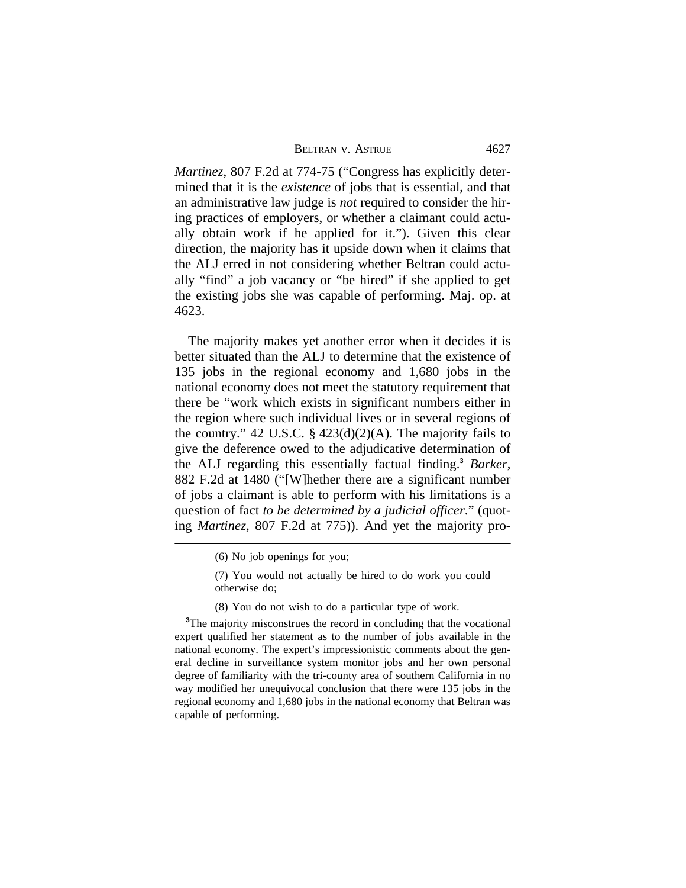*Martinez*, 807 F.2d at 774-75 ("Congress has explicitly determined that it is the *existence* of jobs that is essential, and that an administrative law judge is *not* required to consider the hiring practices of employers, or whether a claimant could actually obtain work if he applied for it."). Given this clear direction, the majority has it upside down when it claims that the ALJ erred in not considering whether Beltran could actually "find" a job vacancy or "be hired" if she applied to get the existing jobs she was capable of performing. Maj. op. at 4623.

The majority makes yet another error when it decides it is better situated than the ALJ to determine that the existence of 135 jobs in the regional economy and 1,680 jobs in the national economy does not meet the statutory requirement that there be "work which exists in significant numbers either in the region where such individual lives or in several regions of the country." 42 U.S.C. § 423(d)(2)(A). The majority fails to give the deference owed to the adjudicative determination of the ALJ regarding this essentially factual finding.[3] *Barker*, 882 F.2d at 1480 ("[W]hether there are a significant number of jobs a claimant is able to perform with his limitations is a question of fact *to be determined by a judicial officer*." (quoting *Martinez*, 807 F.2d at 775)). And yet the majority pro-

---

(6) No job openings for you;

(7) You would not actually be hired to do work you could otherwise do;

(8) You do not wish to do a particular type of work.

[3]The majority misconstrues the record in concluding that the vocational expert qualified her statement as to the number of jobs available in the national economy. The expert's impressionistic comments about the general decline in surveillance system monitor jobs and her own personal degree of familiarity with the tri-county area of southern California in no way modified her unequivocal conclusion that there were 135 jobs in the regional economy and 1,680 jobs in the national economy that Beltran was capable of performing.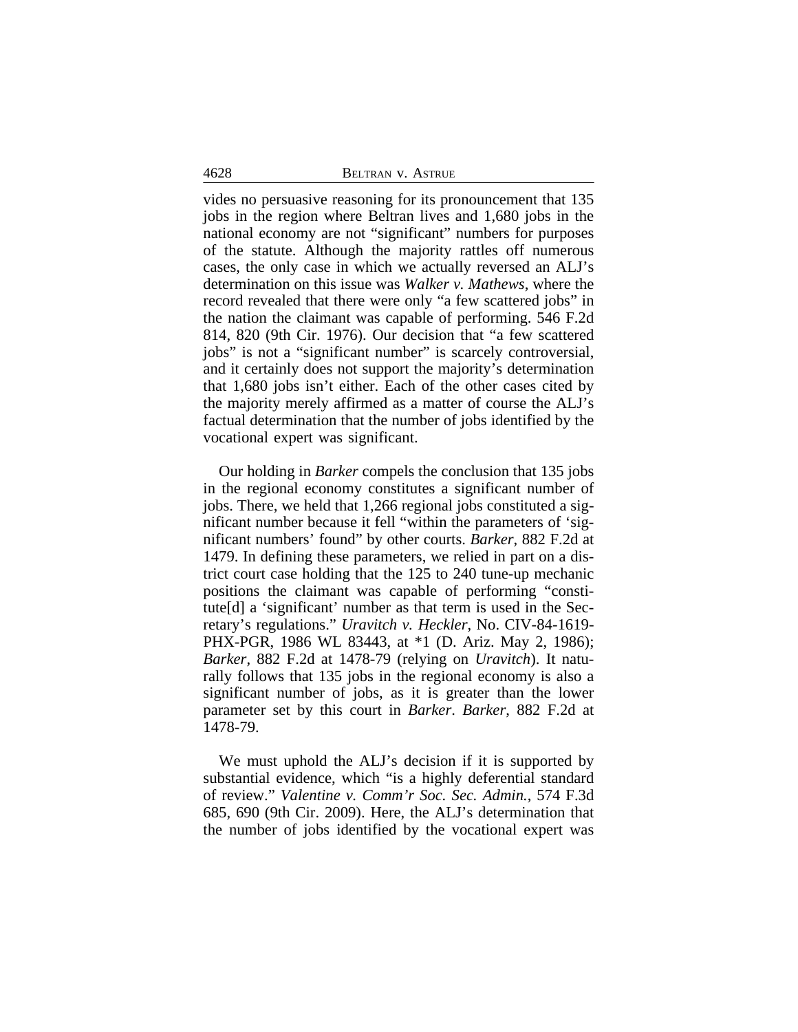vides no persuasive reasoning for its pronouncement that 135 jobs in the region where Beltran lives and 1,680 jobs in the national economy are not "significant" numbers for purposes of the statute. Although the majority rattles off numerous cases, the only case in which we actually reversed an ALJ's determination on this issue was *Walker v. Mathews*, where the record revealed that there were only "a few scattered jobs" in the nation the claimant was capable of performing. 546 F.2d 814, 820 (9th Cir. 1976). Our decision that "a few scattered jobs" is not a "significant number" is scarcely controversial, and it certainly does not support the majority's determination that 1,680 jobs isn't either. Each of the other cases cited by the majority merely affirmed as a matter of course the ALJ's factual determination that the number of jobs identified by the vocational expert was significant.

Our holding in *Barker* compels the conclusion that 135 jobs in the regional economy constitutes a significant number of jobs. There, we held that 1,266 regional jobs constituted a significant number because it fell "within the parameters of 'significant numbers' found" by other courts. *Barker*, 882 F.2d at 1479. In defining these parameters, we relied in part on a district court case holding that the 125 to 240 tune-up mechanic positions the claimant was capable of performing "constitute[d] a 'significant' number as that term is used in the Secretary's regulations." *Uravitch v. Heckler*, No. CIV-84-1619-PHX-PGR, 1986 WL 83443, at *1 (D. Ariz. May 2, 1986); *Barker*, 882 F.2d at 1478-79 (relying on *Uravitch*). It naturally follows that 135 jobs in the regional economy is also a significant number of jobs, as it is greater than the lower parameter set by this court in *Barker*. *Barker*, 882 F.2d at 1478-79.

We must uphold the ALJ's decision if it is supported by substantial evidence, which "is a highly deferential standard of review." *Valentine v. Comm'r Soc. Sec. Admin.*, 574 F.3d 685, 690 (9th Cir. 2009). Here, the ALJ's determination that the number of jobs identified by the vocational expert was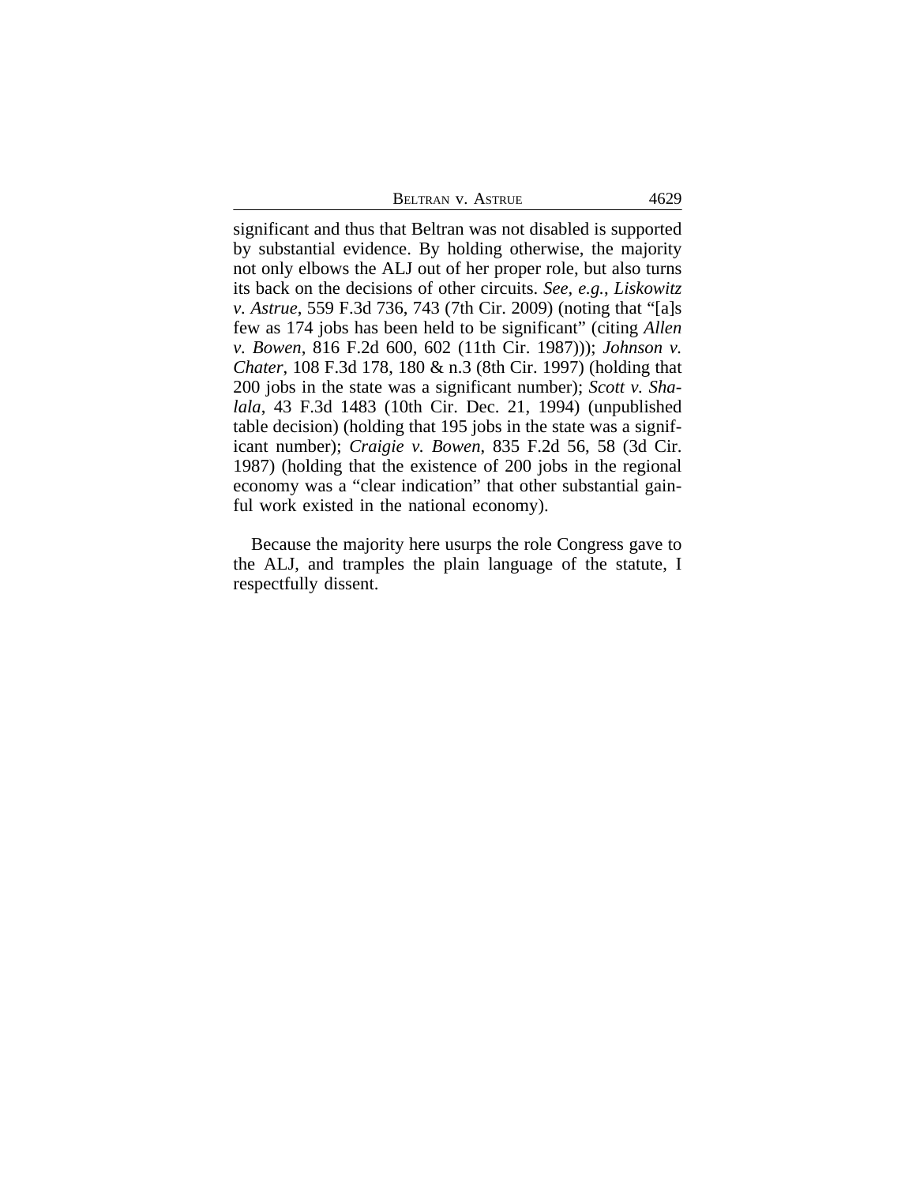significant and thus that Beltran was not disabled is supported by substantial evidence. By holding otherwise, the majority not only elbows the ALJ out of her proper role, but also turns its back on the decisions of other circuits. *See, e.g.*, *Liskowitz v. Astrue*, 559 F.3d 736, 743 (7th Cir. 2009) (noting that "[a]s few as 174 jobs has been held to be significant" (citing *Allen v. Bowen*, 816 F.2d 600, 602 (11th Cir. 1987))); *Johnson v. Chater*, 108 F.3d 178, 180 & n.3 (8th Cir. 1997) (holding that 200 jobs in the state was a significant number); *Scott v. Shalala*, 43 F.3d 1483 (10th Cir. Dec. 21, 1994) (unpublished table decision) (holding that 195 jobs in the state was a significant number); *Craigie v. Bowen*, 835 F.2d 56, 58 (3d Cir. 1987) (holding that the existence of 200 jobs in the regional economy was a "clear indication" that other substantial gainful work existed in the national economy).

Because the majority here usurps the role Congress gave to the ALJ, and tramples the plain language of the statute, I respectfully dissent.